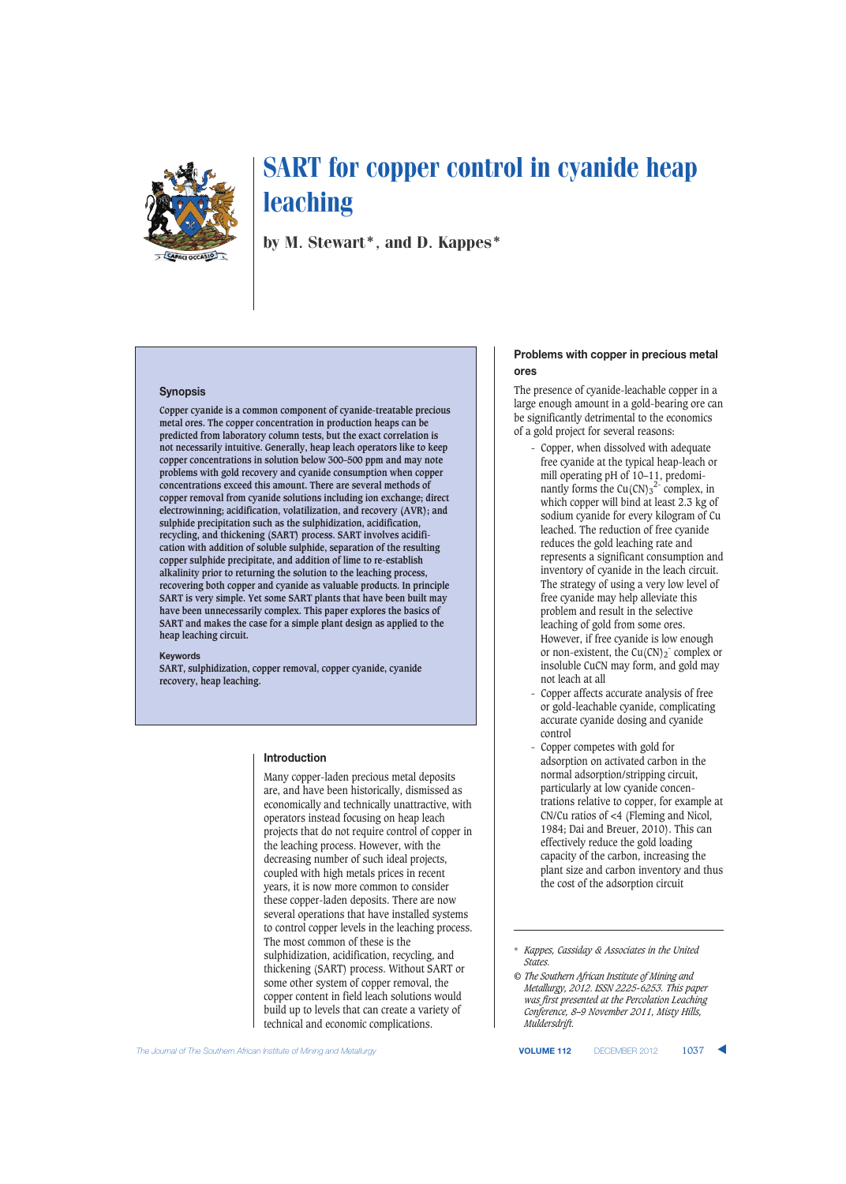# SART for copper control in cyanide heap leaching

by M. Stewart*, and D. Kappes*

## Synopsis

Copper cyanide is a common component of cyanide-treatable precious metal ores. The copper concentration in production heaps can be predicted from laboratory column tests, but the exact correlation is not necessarily intuitive. Generally, heap leach operators like to keep copper concentrations in solution below 300–500 ppm and may note problems with gold recovery and cyanide consumption when copper concentrations exceed this amount. There are several methods of copper removal from cyanide solutions including ion exchange; direct electrowinning; acidification, volatilization, and recovery (AVR); and sulphide precipitation such as the sulphidization, acidification, recycling, and thickening (SART) process. SART involves acidification with addition of soluble sulphide, separation of the resulting copper sulphide precipitate, and addition of lime to re-establish alkalinity prior to returning the solution to the leaching process, recovering both copper and cyanide as valuable products. In principle SART is very simple. Yet some SART plants that have been built may have been unnecessarily complex. This paper explores the basics of SART and makes the case for a simple plant design as applied to the heap leaching circuit.

**Keywords**

SART, sulphidization, copper removal, copper cyanide, cyanide recovery, heap leaching.

## Introduction

Many copper-laden precious metal deposits are, and have been historically, dismissed as economically and technically unattractive, with operators instead focusing on heap leach projects that do not require control of copper in the leaching process. However, with the decreasing number of such ideal projects, coupled with high metals prices in recent years, it is now more common to consider these copper-laden deposits. There are now several operations that have installed systems to control copper levels in the leaching process. The most common of these is the sulphidization, acidification, recycling, and thickening (SART) process. Without SART or some other system of copper removal, the copper content in field leach solutions would build up to levels that can create a variety of technical and economic complications.

## Problems with copper in precious metal ores

The presence of cyanide-leachable copper in a large enough amount in a gold-bearing ore can be significantly detrimental to the economics of a gold project for several reasons:

- Copper, when dissolved with adequate free cyanide at the typical heap-leach or mill operating pH of 10–11, predominantly forms the $Cu(CN)_3^{2-}$ complex, in which copper will bind at least 2.3 kg of sodium cyanide for every kilogram of Cu leached. The reduction of free cyanide reduces the gold leaching rate and represents a significant consumption and inventory of cyanide in the leach circuit. The strategy of using a very low level of free cyanide may help alleviate this problem and result in the selective leaching of gold from some ores. However, if free cyanide is low enough or non-existent, the $Cu(CN)_2^-$ complex or insoluble CuCN may form, and gold may not leach at all
- Copper affects accurate analysis of free or gold-leachable cyanide, complicating accurate cyanide dosing and cyanide control
- Copper competes with gold for adsorption on activated carbon in the normal adsorption/stripping circuit, particularly at low cyanide concentrations relative to copper, for example at CN/Cu ratios of <4 (Fleming and Nicol, 1984; Dai and Breuer, 2010). This can effectively reduce the gold loading capacity of the carbon, increasing the plant size and carbon inventory and thus the cost of the adsorption circuit

---

\* *Kappes, Cassiday & Associates in the United States.*

© *The Southern African Institute of Mining and Metallurgy, 2012. ISSN 2225-6253. This paper was first presented at the Percolation Leaching Conference, 8–9 November 2011, Misty Hills, Muldersdrift.*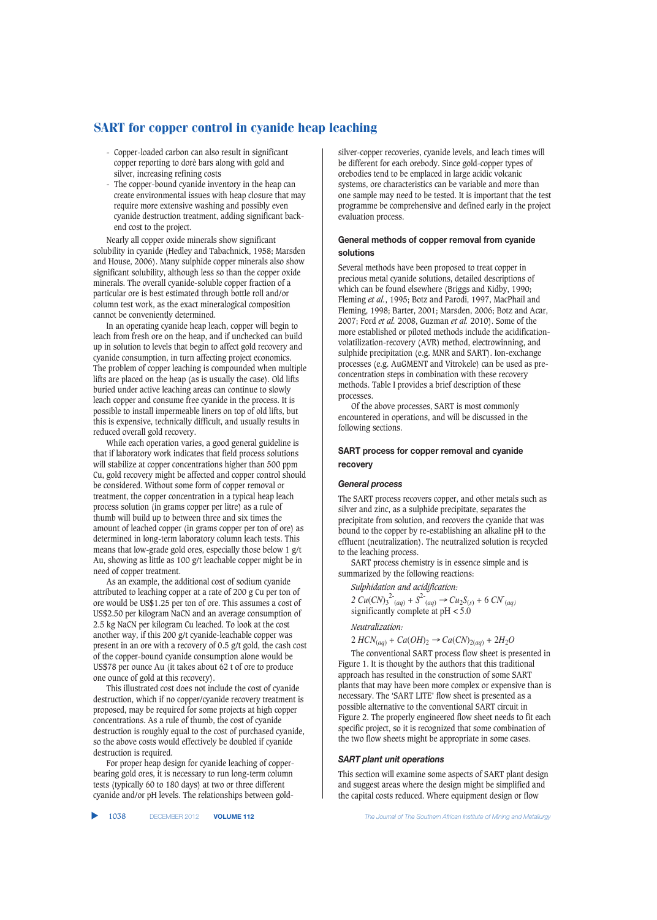## SART for copper control in cyanide heap leaching

- Copper-loaded carbon can also result in significant copper reporting to dorè bars along with gold and silver, increasing refining costs
- The copper-bound cyanide inventory in the heap can create environmental issues with heap closure that may require more extensive washing and possibly even cyanide destruction treatment, adding significant back-end cost to the project.

Nearly all copper oxide minerals show significant solubility in cyanide (Hedley and Tabachnick, 1958; Marsden and House, 2006). Many sulphide copper minerals also show significant solubility, although less so than the copper oxide minerals. The overall cyanide-soluble copper fraction of a particular ore is best estimated through bottle roll and/or column test work, as the exact mineralogical composition cannot be conveniently determined.

In an operating cyanide heap leach, copper will begin to leach from fresh ore on the heap, and if unchecked can build up in solution to levels that begin to affect gold recovery and cyanide consumption, in turn affecting project economics. The problem of copper leaching is compounded when multiple lifts are placed on the heap (as is usually the case). Old lifts buried under active leaching areas can continue to slowly leach copper and consume free cyanide in the process. It is possible to install impermeable liners on top of old lifts, but this is expensive, technically difficult, and usually results in reduced overall gold recovery.

While each operation varies, a good general guideline is that if laboratory work indicates that field process solutions will stabilize at copper concentrations higher than 500 ppm Cu, gold recovery might be affected and copper control should be considered. Without some form of copper removal or treatment, the copper concentration in a typical heap leach process solution (in grams copper per litre) as a rule of thumb will build up to between three and six times the amount of leached copper (in grams copper per ton of ore) as determined in long-term laboratory column leach tests. This means that low-grade gold ores, especially those below 1 g/t Au, showing as little as 100 g/t leachable copper might be in need of copper treatment.

As an example, the additional cost of sodium cyanide attributed to leaching copper at a rate of 200 g Cu per ton of ore would be US$1.25 per ton of ore. This assumes a cost of US$2.50 per kilogram NaCN and an average consumption of 2.5 kg NaCN per kilogram Cu leached. To look at the cost another way, if this 200 g/t cyanide-leachable copper was present in an ore with a recovery of 0.5 g/t gold, the cash cost of the copper-bound cyanide consumption alone would be US$78 per ounce Au (it takes about 62 t of ore to produce one ounce of gold at this recovery).

This illustrated cost does not include the cost of cyanide destruction, which if no copper/cyanide recovery treatment is proposed, may be required for some projects at high copper concentrations. As a rule of thumb, the cost of cyanide destruction is roughly equal to the cost of purchased cyanide, so the above costs would effectively be doubled if cyanide destruction is required.

For proper heap design for cyanide leaching of copper-bearing gold ores, it is necessary to run long-term column tests (typically 60 to 180 days) at two or three different cyanide and/or pH levels. The relationships between gold-silver-copper recoveries, cyanide levels, and leach times will be different for each orebody. Since gold-copper types of orebodies tend to be emplaced in large acidic volcanic systems, ore characteristics can be variable and more than one sample may need to be tested. It is important that the test programme be comprehensive and defined early in the project evaluation process.

### General methods of copper removal from cyanide solutions

Several methods have been proposed to treat copper in precious metal cyanide solutions, detailed descriptions of which can be found elsewhere (Briggs and Kidby, 1990; Fleming *et al.*, 1995; Botz and Parodi, 1997, MacPhail and Fleming, 1998; Barter, 2001; Marsden, 2006; Botz and Acar, 2007; Ford *et al.* 2008, Guzman *et al.* 2010). Some of the more established or piloted methods include the acidification-volatilization-recovery (AVR) method, electrowinning, and sulphide precipitation (e.g. MNR and SART). Ion-exchange processes (e.g. AuGMENT and Vitrokele) can be used as pre-concentration steps in combination with these recovery methods. Table I provides a brief description of these processes.

Of the above processes, SART is most commonly encountered in operations, and will be discussed in the following sections.

### SART process for copper removal and cyanide recovery

#### General process

The SART process recovers copper, and other metals such as silver and zinc, as a sulphide precipitate, separates the precipitate from solution, and recovers the cyanide that was bound to the copper by re-establishing an alkaline pH to the effluent (neutralization). The neutralized solution is recycled to the leaching process.

SART process chemistry is in essence simple and is summarized by the following reactions:

*Sulphidation and acidification:*

$$2\,Cu(CN)_3^{2-}{}_{(aq)} + S^{2-}{}_{(aq)} \rightarrow Cu_2S_{(s)} + 6\,CN^-{}_{(aq)}$$

significantly complete at pH < 5.0

*Neutralization:*

$$2\,HCN_{(aq)} + Ca(OH)_2 \rightarrow Ca(CN)_{2(aq)} + 2H_2O$$

The conventional SART process flow sheet is presented in Figure 1. It is thought by the authors that this traditional approach has resulted in the construction of some SART plants that may have been more complex or expensive than is necessary. The 'SART LITE' flow sheet is presented as a possible alternative to the conventional SART circuit in Figure 2. The properly engineered flow sheet needs to fit each specific project, so it is recognized that some combination of the two flow sheets might be appropriate in some cases.

#### SART plant unit operations

This section will examine some aspects of SART plant design and suggest areas where the design might be simplified and the capital costs reduced. Where equipment design or flow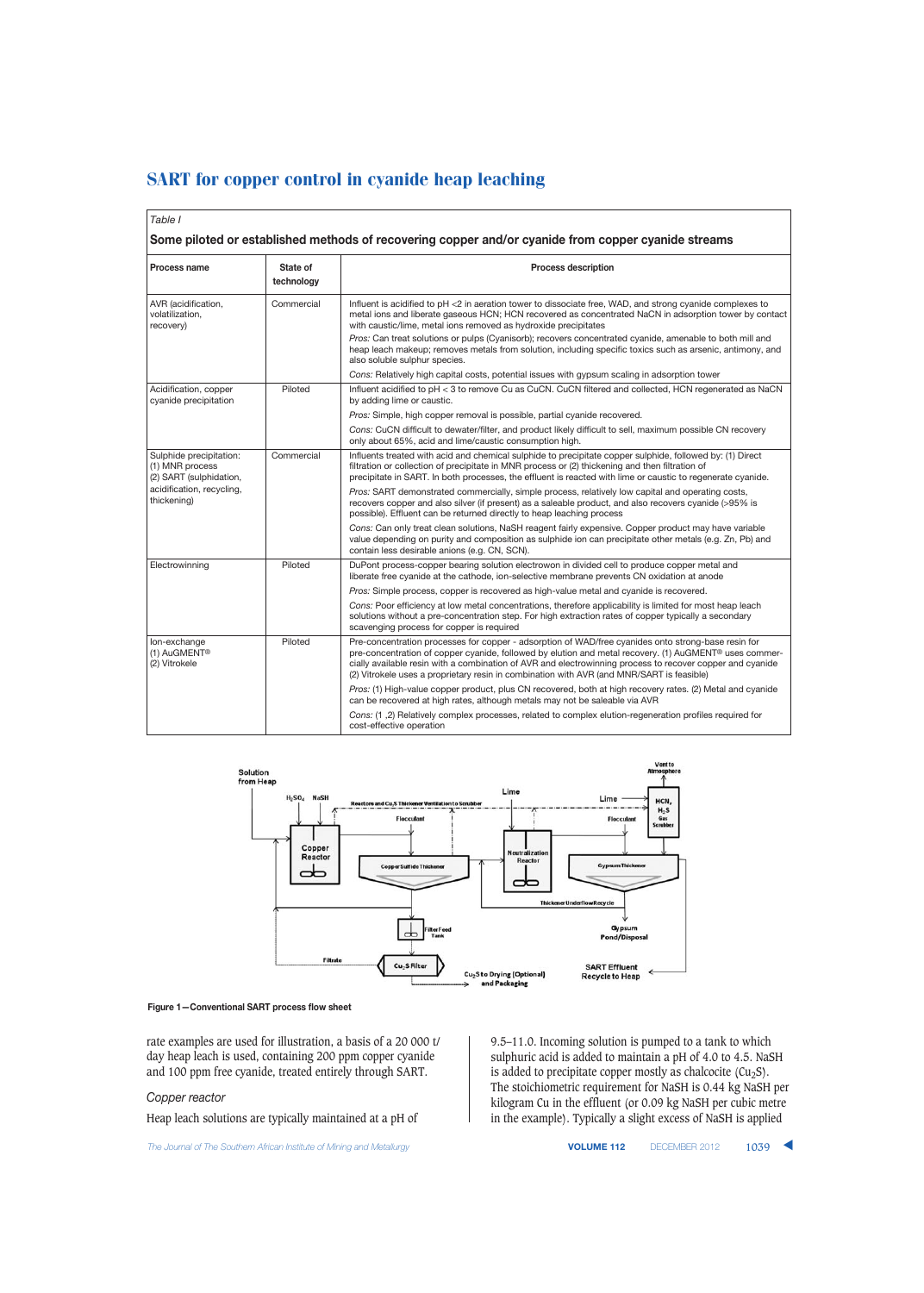Table I

**Some piloted or established methods of recovering copper and/or cyanide from copper cyanide streams**

| Process name | State of technology | Process description |
|---|---|---|
| AVR (acidification, volatilization, recovery) | Commercial | Influent is acidified to pH <2 in aeration tower to dissociate free, WAD, and strong cyanide complexes to metal ions and liberate gaseous HCN; HCN recovered as concentrated NaCN in adsorption tower by contact with caustic/lime, metal ions removed as hydroxide precipitates<br>*Pros:* Can treat solutions or pulps (Cyanisorb); recovers concentrated cyanide, amenable to both mill and heap leach makeup; removes metals from solution, including specific toxics such as arsenic, antimony, and also soluble sulphur species.<br>*Cons:* Relatively high capital costs, potential issues with gypsum scaling in adsorption tower |
| Acidification, copper cyanide precipitation | Piloted | Influent acidified to pH < 3 to remove Cu as CuCN. CuCN filtered and collected, HCN regenerated as NaCN by adding lime or caustic.<br>*Pros:* Simple, high copper removal is possible, partial cyanide recovered.<br>*Cons:* CuCN difficult to dewater/filter, and product likely difficult to sell, maximum possible CN recovery only about 65%, acid and lime/caustic consumption high. |
| Sulphide precipitation: (1) MNR process (2) SART (sulphidation, acidification, recycling, thickening) | Commercial | Influents treated with acid and chemical sulphide to precipitate copper sulphide, followed by: (1) Direct filtration or collection of precipitate in MNR process or (2) thickening and then filtration of precipitate in SART. In both processes, the effluent is reacted with lime or caustic to regenerate cyanide.<br>*Pros:* SART demonstrated commercially, simple process, relatively low capital and operating costs, recovers copper and also silver (if present) as a saleable product, and also recovers cyanide (>95% is possible). Effluent can be returned directly to heap leaching process<br>*Cons:* Can only treat clean solutions, NaSH reagent fairly expensive. Copper product may have variable value depending on purity and composition as sulphide ion can precipitate other metals (e.g. Zn, Pb) and contain less desirable anions (e.g. CN, SCN). |
| Electrowinning | Piloted | DuPont process-copper bearing solution electrowon in divided cell to produce copper metal and liberate free cyanide at the cathode, ion-selective membrane prevents CN oxidation at anode<br>*Pros:* Simple process, copper is recovered as high-value metal and cyanide is recovered.<br>*Cons:* Poor efficiency at low metal concentrations, therefore applicability is limited for most heap leach solutions without a pre-concentration step. For high extraction rates of copper typically a secondary scavenging process for copper is required |
| Ion-exchange (1) AuGMENT® (2) Vitrokele | Piloted | Pre-concentration processes for copper - adsorption of WAD/free cyanides onto strong-base resin for pre-concentration of copper cyanide, followed by elution and metal recovery. (1) AuGMENT® uses commercially available resin with a combination of AVR and electrowinning process to recover copper and cyanide (2) Vitrokele uses a proprietary resin in combination with AVR (and MNR/SART is feasible)<br>*Pros:* (1) High-value copper product, plus CN recovered, both at high recovery rates. (2) Metal and cyanide can be recovered at high rates, although metals may not be saleable via AVR<br>*Cons:* (1 ,2) Relatively complex processes, related to complex elution-regeneration profiles required for cost-effective operation |

**Figure 1—Conventional SART process flow sheet**

rate examples are used for illustration, a basis of a 20 000 t/day heap leach is used, containing 200 ppm copper cyanide and 100 ppm free cyanide, treated entirely through SART.

### *Copper reactor*

Heap leach solutions are typically maintained at a pH of 9.5–11.0. Incoming solution is pumped to a tank to which sulphuric acid is added to maintain a pH of 4.0 to 4.5. NaSH is added to precipitate copper mostly as chalcocite ($Cu_2S$). The stoichiometric requirement for NaSH is 0.44 kg NaSH per kilogram Cu in the effluent (or 0.09 kg NaSH per cubic metre in the example). Typically a slight excess of NaSH is applied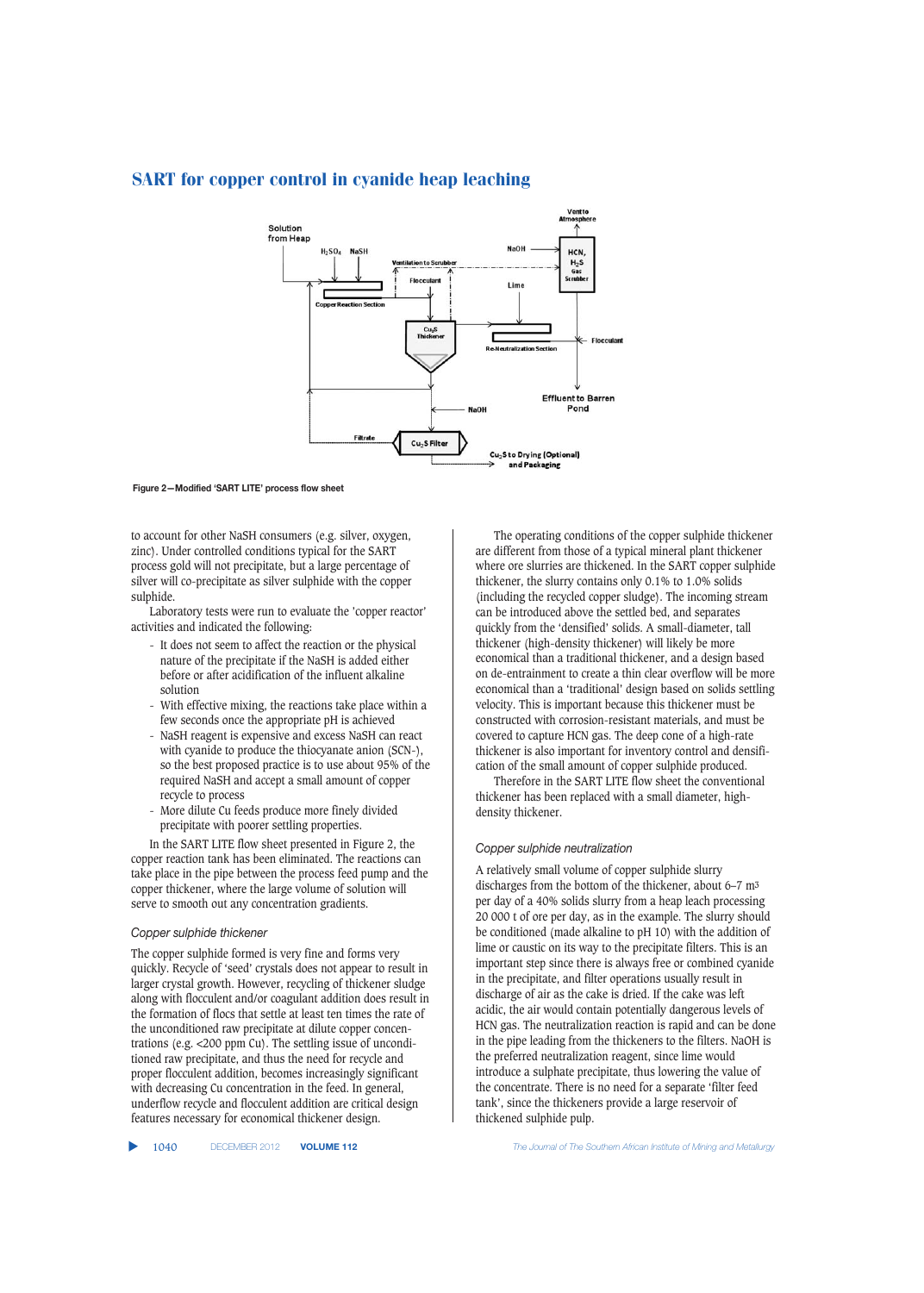## SART for copper control in cyanide heap leaching

Figure 2—Modified 'SART LITE' process flow sheet

to account for other NaSH consumers (e.g. silver, oxygen, zinc). Under controlled conditions typical for the SART process gold will not precipitate, but a large percentage of silver will co-precipitate as silver sulphide with the copper sulphide.

Laboratory tests were run to evaluate the 'copper reactor' activities and indicated the following:

- It does not seem to affect the reaction or the physical nature of the precipitate if the NaSH is added either before or after acidification of the influent alkaline solution
- With effective mixing, the reactions take place within a few seconds once the appropriate pH is achieved
- NaSH reagent is expensive and excess NaSH can react with cyanide to produce the thiocyanate anion (SCN-), so the best proposed practice is to use about 95% of the required NaSH and accept a small amount of copper recycle to process
- More dilute Cu feeds produce more finely divided precipitate with poorer settling properties.

In the SART LITE flow sheet presented in Figure 2, the copper reaction tank has been eliminated. The reactions can take place in the pipe between the process feed pump and the copper thickener, where the large volume of solution will serve to smooth out any concentration gradients.

### *Copper sulphide thickener*

The copper sulphide formed is very fine and forms very quickly. Recycle of 'seed' crystals does not appear to result in larger crystal growth. However, recycling of thickener sludge along with flocculent and/or coagulant addition does result in the formation of flocs that settle at least ten times the rate of the unconditioned raw precipitate at dilute copper concentrations (e.g. <200 ppm Cu). The settling issue of unconditioned raw precipitate, and thus the need for recycle and proper flocculent addition, becomes increasingly significant with decreasing Cu concentration in the feed. In general, underflow recycle and flocculent addition are critical design features necessary for economical thickener design.

The operating conditions of the copper sulphide thickener are different from those of a typical mineral plant thickener where ore slurries are thickened. In the SART copper sulphide thickener, the slurry contains only 0.1% to 1.0% solids (including the recycled copper sludge). The incoming stream can be introduced above the settled bed, and separates quickly from the 'densified' solids. A small-diameter, tall thickener (high-density thickener) will likely be more economical than a traditional thickener, and a design based on de-entrainment to create a thin clear overflow will be more economical than a 'traditional' design based on solids settling velocity. This is important because this thickener must be constructed with corrosion-resistant materials, and must be covered to capture HCN gas. The deep cone of a high-rate thickener is also important for inventory control and densification of the small amount of copper sulphide produced.

Therefore in the SART LITE flow sheet the conventional thickener has been replaced with a small diameter, high-density thickener.

### *Copper sulphide neutralization*

A relatively small volume of copper sulphide slurry discharges from the bottom of the thickener, about 6–7 m$^3$ per day of a 40% solids slurry from a heap leach processing 20 000 t of ore per day, as in the example. The slurry should be conditioned (made alkaline to pH 10) with the addition of lime or caustic on its way to the precipitate filters. This is an important step since there is always free or combined cyanide in the precipitate, and filter operations usually result in discharge of air as the cake is dried. If the cake was left acidic, the air would contain potentially dangerous levels of HCN gas. The neutralization reaction is rapid and can be done in the pipe leading from the thickeners to the filters. NaOH is the preferred neutralization reagent, since lime would introduce a sulphate precipitate, thus lowering the value of the concentrate. There is no need for a separate 'filter feed tank', since the thickeners provide a large reservoir of thickened sulphide pulp.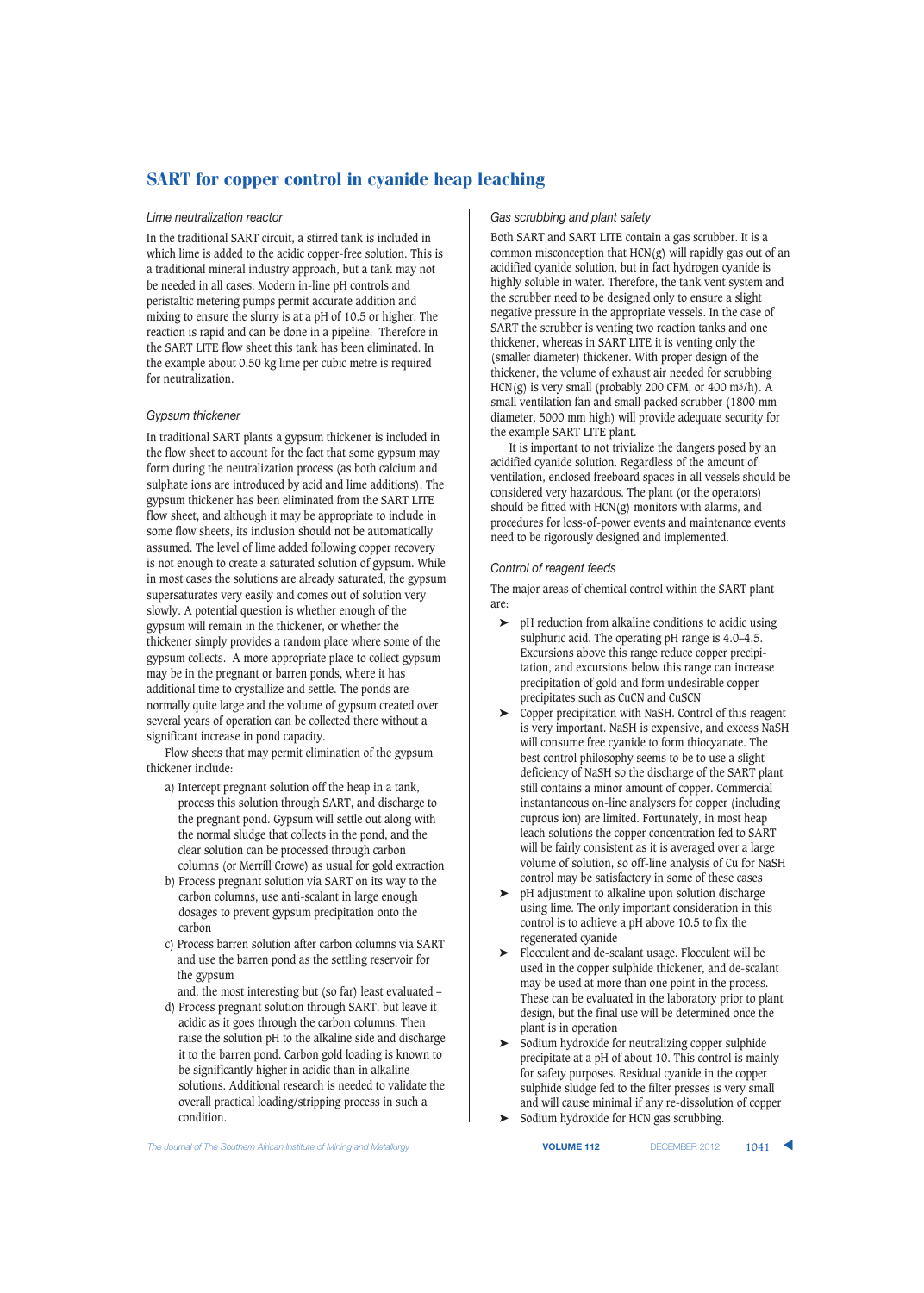### Lime neutralization reactor

In the traditional SART circuit, a stirred tank is included in which lime is added to the acidic copper-free solution. This is a traditional mineral industry approach, but a tank may not be needed in all cases. Modern in-line pH controls and peristaltic metering pumps permit accurate addition and mixing to ensure the slurry is at a pH of 10.5 or higher. The reaction is rapid and can be done in a pipeline. Therefore in the SART LITE flow sheet this tank has been eliminated. In the example about 0.50 kg lime per cubic metre is required for neutralization.

### Gypsum thickener

In traditional SART plants a gypsum thickener is included in the flow sheet to account for the fact that some gypsum may form during the neutralization process (as both calcium and sulphate ions are introduced by acid and lime additions). The gypsum thickener has been eliminated from the SART LITE flow sheet, and although it may be appropriate to include in some flow sheets, its inclusion should not be automatically assumed. The level of lime added following copper recovery is not enough to create a saturated solution of gypsum. While in most cases the solutions are already saturated, the gypsum supersaturates very easily and comes out of solution very slowly. A potential question is whether enough of the gypsum will remain in the thickener, or whether the thickener simply provides a random place where some of the gypsum collects. A more appropriate place to collect gypsum may be in the pregnant or barren ponds, where it has additional time to crystallize and settle. The ponds are normally quite large and the volume of gypsum created over several years of operation can be collected there without a significant increase in pond capacity.

Flow sheets that may permit elimination of the gypsum thickener include:

a) Intercept pregnant solution off the heap in a tank, process this solution through SART, and discharge to the pregnant pond. Gypsum will settle out along with the normal sludge that collects in the pond, and the clear solution can be processed through carbon columns (or Merrill Crowe) as usual for gold extraction
b) Process pregnant solution via SART on its way to the carbon columns, use anti-scalant in large enough dosages to prevent gypsum precipitation onto the carbon
c) Process barren solution after carbon columns via SART and use the barren pond as the settling reservoir for the gypsum

and, the most interesting but (so far) least evaluated –

d) Process pregnant solution through SART, but leave it acidic as it goes through the carbon columns. Then raise the solution pH to the alkaline side and discharge it to the barren pond. Carbon gold loading is known to be significantly higher in acidic than in alkaline solutions. Additional research is needed to validate the overall practical loading/stripping process in such a condition.

### Gas scrubbing and plant safety

Both SART and SART LITE contain a gas scrubber. It is a common misconception that HCN(g) will rapidly gas out of an acidified cyanide solution, but in fact hydrogen cyanide is highly soluble in water. Therefore, the tank vent system and the scrubber need to be designed only to ensure a slight negative pressure in the appropriate vessels. In the case of SART the scrubber is venting two reaction tanks and one thickener, whereas in SART LITE it is venting only the (smaller diameter) thickener. With proper design of the thickener, the volume of exhaust air needed for scrubbing HCN(g) is very small (probably 200 CFM, or 400 $m^3/h$). A small ventilation fan and small packed scrubber (1800 mm diameter, 5000 mm high) will provide adequate security for the example SART LITE plant.

It is important to not trivialize the dangers posed by an acidified cyanide solution. Regardless of the amount of ventilation, enclosed freeboard spaces in all vessels should be considered very hazardous. The plant (or the operators) should be fitted with HCN(g) monitors with alarms, and procedures for loss-of-power events and maintenance events need to be rigorously designed and implemented.

### Control of reagent feeds

The major areas of chemical control within the SART plant are:

- pH reduction from alkaline conditions to acidic using sulphuric acid. The operating pH range is 4.0–4.5. Excursions above this range reduce copper precipitation, and excursions below this range can increase precipitation of gold and form undesirable copper precipitates such as CuCN and CuSCN
- Copper precipitation with NaSH. Control of this reagent is very important. NaSH is expensive, and excess NaSH will consume free cyanide to form thiocyanate. The best control philosophy seems to be to use a slight deficiency of NaSH so the discharge of the SART plant still contains a minor amount of copper. Commercial instantaneous on-line analysers for copper (including cuprous ion) are limited. Fortunately, in most heap leach solutions the copper concentration fed to SART will be fairly consistent as it is averaged over a large volume of solution, so off-line analysis of Cu for NaSH control may be satisfactory in some of these cases
- pH adjustment to alkaline upon solution discharge using lime. The only important consideration in this control is to achieve a pH above 10.5 to fix the regenerated cyanide
- Flocculent and de-scalant usage. Flocculent will be used in the copper sulphide thickener, and de-scalant may be used at more than one point in the process. These can be evaluated in the laboratory prior to plant design, but the final use will be determined once the plant is in operation
- Sodium hydroxide for neutralizing copper sulphide precipitate at a pH of about 10. This control is mainly for safety purposes. Residual cyanide in the copper sulphide sludge fed to the filter presses is very small and will cause minimal if any re-dissolution of copper
- Sodium hydroxide for HCN gas scrubbing.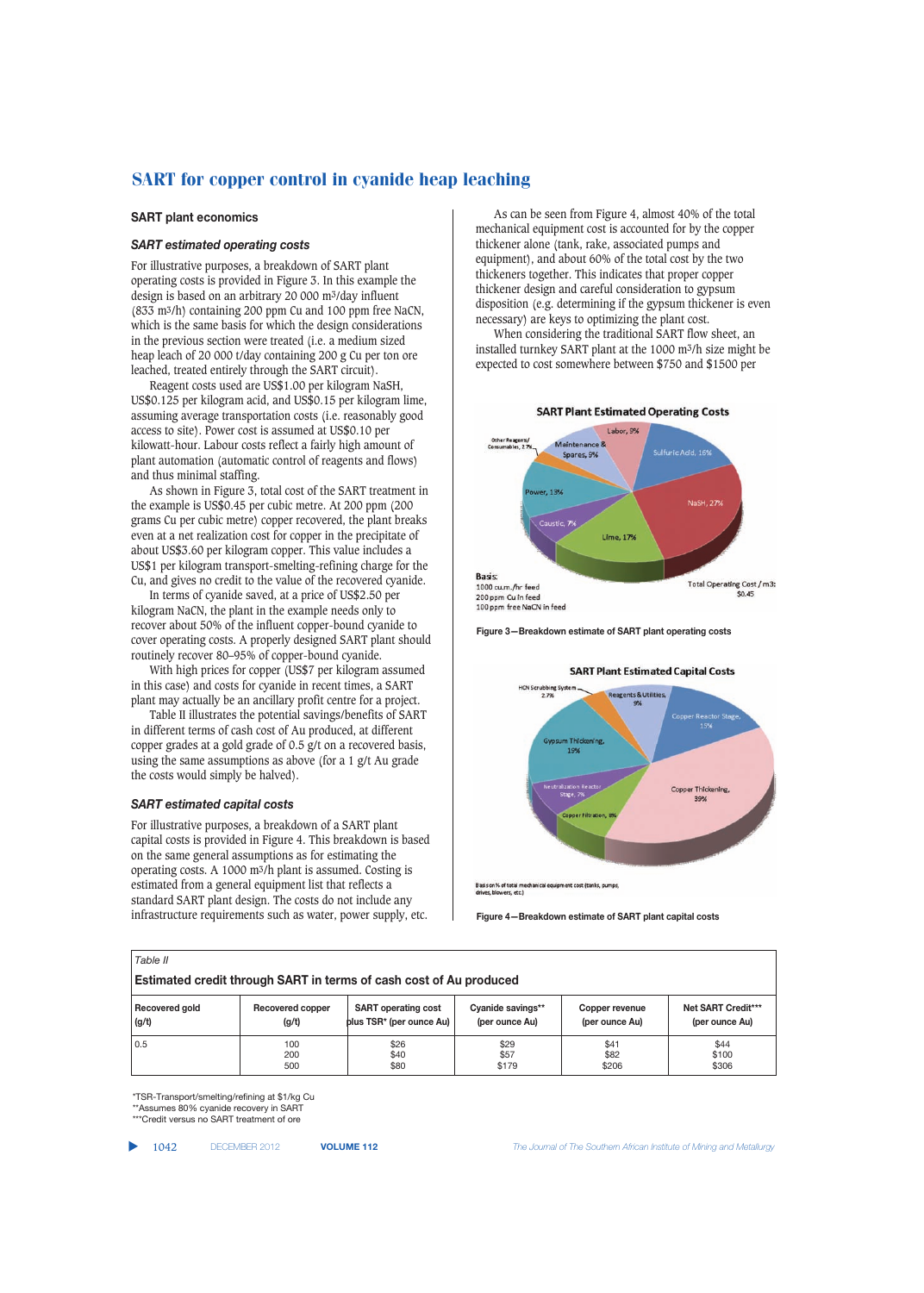## SART plant economics

### *SART estimated operating costs*

For illustrative purposes, a breakdown of SART plant operating costs is provided in Figure 3. In this example the design is based on an arbitrary 20 000 $m^3$/day influent (833 $m^3$/h) containing 200 ppm Cu and 100 ppm free NaCN, which is the same basis for which the design considerations in the previous section were treated (i.e. a medium sized heap leach of 20 000 t/day containing 200 g Cu per ton ore leached, treated entirely through the SART circuit).

Reagent costs used are US$1.00 per kilogram NaSH, US$0.125 per kilogram acid, and US$0.15 per kilogram lime, assuming average transportation costs (i.e. reasonably good access to site). Power cost is assumed at US$0.10 per kilowatt-hour. Labour costs reflect a fairly high amount of plant automation (automatic control of reagents and flows) and thus minimal staffing.

As shown in Figure 3, total cost of the SART treatment in the example is US$0.45 per cubic metre. At 200 ppm (200 grams Cu per cubic metre) copper recovered, the plant breaks even at a net realization cost for copper in the precipitate of about US$3.60 per kilogram copper. This value includes a US$1 per kilogram transport-smelting-refining charge for the Cu, and gives no credit to the value of the recovered cyanide.

In terms of cyanide saved, at a price of US$2.50 per kilogram NaCN, the plant in the example needs only to recover about 50% of the influent copper-bound cyanide to cover operating costs. A properly designed SART plant should routinely recover 80–95% of copper-bound cyanide.

With high prices for copper (US$7 per kilogram assumed in this case) and costs for cyanide in recent times, a SART plant may actually be an ancillary profit centre for a project.

Table II illustrates the potential savings/benefits of SART in different terms of cash cost of Au produced, at different copper grades at a gold grade of 0.5 g/t on a recovered basis, using the same assumptions as above (for a 1 g/t Au grade the costs would simply be halved).

### *SART estimated capital costs*

For illustrative purposes, a breakdown of a SART plant capital costs is provided in Figure 4. This breakdown is based on the same general assumptions as for estimating the operating costs. A 1000 $m^3$/h plant is assumed. Costing is estimated from a general equipment list that reflects a standard SART plant design. The costs do not include any infrastructure requirements such as water, power supply, etc.

As can be seen from Figure 4, almost 40% of the total mechanical equipment cost is accounted for by the copper thickener alone (tank, rake, associated pumps and equipment), and about 60% of the total cost by the two thickeners together. This indicates that proper copper thickener design and careful consideration to gypsum disposition (e.g. determining if the gypsum thickener is even necessary) are keys to optimizing the plant cost.

When considering the traditional SART flow sheet, an installed turnkey SART plant at the 1000 $m^3$/h scale might be expected to cost somewhere between $750 and $1500 per

**SART Plant Estimated Operating Costs**

Labor, 9%; Maintenance & Spares, 9%; Other Reagents/Consumables, 2.7%; Sulfuric Acid, 16%; NaSH, 27%; Power, 13%; Caustic, 7%; Lime, 17%

Basis:
1000 cu.m./hr feed
200 ppm Cu in feed
100 ppm free NaCN in feed

Total Operating Cost / m3: $0.45

Figure 3—Breakdown estimate of SART plant operating costs

**SART Plant Estimated Capital Costs**

HCN Scrubbing System, 2.7%; Reagents & Utilities, 9%; Copper Reactor Stage, 13%; Gypsum Thickening, 19%; Copper Thickening, 39%; Neutralization Reactor Stage, 7%; Copper Filtration, 8%

Basis on % of total mechanical equipment cost (tanks, pumps, drives, blowers, etc.)

Figure 4—Breakdown estimate of SART plant capital costs

*Table II*

**Estimated credit through SART in terms of cash cost of Au produced**

| Recovered gold (g/t) | Recovered copper (g/t) | SART operating cost plus TSR* (per ounce Au) | Cyanide savings** (per ounce Au) | Copper revenue (per ounce Au) | Net SART Credit*** (per ounce Au) |
|---|---|---|---|---|---|
| 0.5 | 100 | $26 | $29 | $41 | $44 |
| | 200 | $40 | $57 | $82 | $100 |
| | 500 | $80 | $179 | $206 | $306 |

*TSR-Transport/smelting/refining at $1/kg Cu
**Assumes 80% cyanide recovery in SART
***Credit versus no SART treatment of ore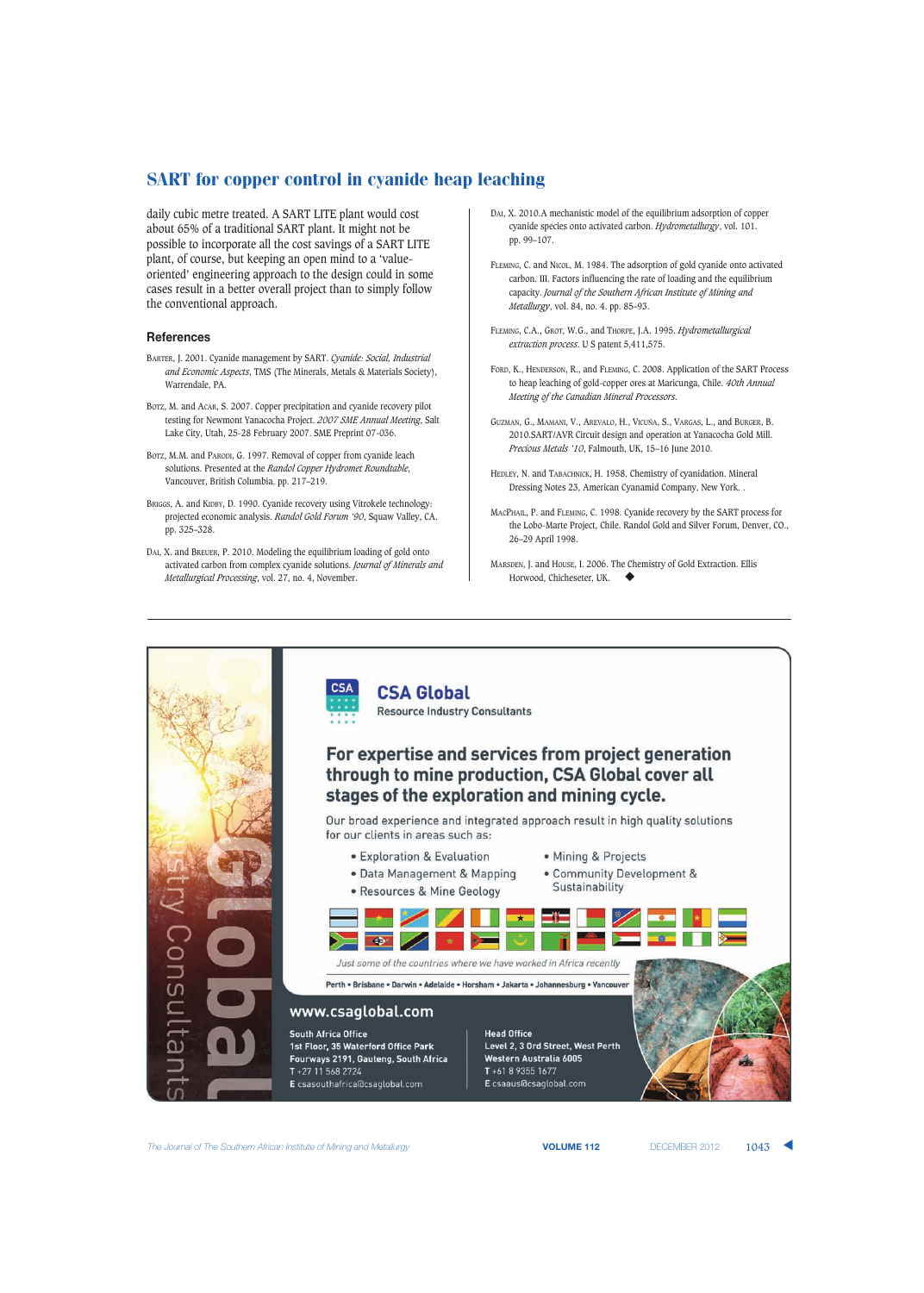daily cubic metre treated. A SART LITE plant would cost about 65% of a traditional SART plant. It might not be possible to incorporate all the cost savings of a SART LITE plant, of course, but keeping an open mind to a 'value-oriented' engineering approach to the design could in some cases result in a better overall project than to simply follow the conventional approach.

## References

BARTER, J. 2001. Cyanide management by SART. *Cyanide: Social, Industrial and Economic Aspects*, TMS (The Minerals, Metals & Materials Society), Warrendale, PA.

BOTZ, M. and ACAR, S. 2007. Copper precipitation and cyanide recovery pilot testing for Newmont Yanacocha Project. *2007 SME Annual Meeting*, Salt Lake City, Utah, 25-28 February 2007. SME Preprint 07-036.

BOTZ, M.M. and PARODI, G. 1997. Removal of copper from cyanide leach solutions. Presented at the *Randol Copper Hydromet Roundtable*, Vancouver, British Columbia. pp. 217–219.

BRIGGS, A. and KIDBY, D. 1990. Cyanide recovery using Vitrokele technology: projected economic analysis. *Randol Gold Forum '90*, Squaw Valley, CA. pp. 325–328.

DAI, X. and BREUER, P. 2010. Modeling the equilibrium loading of gold onto activated carbon from complex cyanide solutions. *Journal of Minerals and Metallurgical Processing*, vol. 27, no. 4, November.

DAI, X. 2010.A mechanistic model of the equilibrium adsorption of copper cyanide species onto activated carbon. *Hydrometallurgy*, vol. 101. pp. 99–107.

FLEMING, C. and NICOL, M. 1984. The adsorption of gold cyanide onto activated carbon. III. Factors influencing the rate of loading and the equilibrium capacity. *Journal of the Southern African Institute of Mining and Metallurgy*, vol. 84, no. 4. pp. 85–93.

FLEMING, C.A., GROT, W.G., and THORPE, J.A. 1995. *Hydrometallurgical extraction process*. U S patent 5,411,575.

FORD, K., HENDERSON, R., and FLEMING, C. 2008. Application of the SART Process to heap leaching of gold-copper ores at Maricunga, Chile. *40th Annual Meeting of the Canadian Mineral Processors.*

GUZMAN, G., MAMANI, V., AREVALO, H., VICUÑA, S., VARGAS, L., and BURGER, B. 2010.SART/AVR Circuit design and operation at Yanacocha Gold Mill. *Precious Metals '10*, Falmouth, UK, 15–16 June 2010.

HEDLEY, N. and TABACHNICK, H. 1958. Chemistry of cyanidation. Mineral Dressing Notes 23, American Cyanamid Company, New York. .

MACPHAIL, P. and FLEMING, C. 1998. Cyanide recovery by the SART process for the Lobo-Marte Project, Chile. Randol Gold and Silver Forum, Denver, CO., 26–29 April 1998.

MARSDEN, J. and HOUSE, I. 2006. The Chemistry of Gold Extraction. Ellis Horwood, Chicheseter, UK. ◆

---

**CSA Global**
Resource Industry Consultants

**For expertise and services from project generation through to mine production, CSA Global cover all stages of the exploration and mining cycle.**

Our broad experience and integrated approach result in high quality solutions for our clients in areas such as:

- Exploration & Evaluation
- Data Management & Mapping
- Resources & Mine Geology
- Mining & Projects
- Community Development & Sustainability

*Just some of the countries where we have worked in Africa recently*

Perth • Brisbane • Darwin • Adelaide • Horsham • Jakarta • Johannesburg • Vancouver

www.csaglobal.com

South Africa Office
1st Floor, 35 Waterford Office Park
Fourways 2191, Gauteng, South Africa
T +27 11 568 2724
E csasouthafrica@csaglobal.com

Head Office
Level 2, 3 Ord Street, West Perth
Western Australia 6005
T +61 8 9355 1677
E csaaus@csaglobal.com